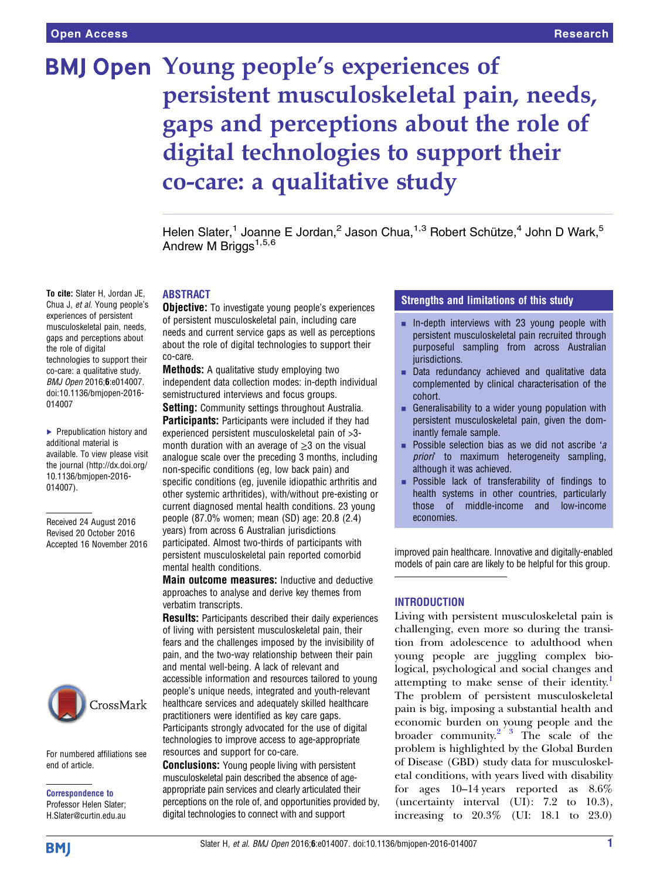# Young people's experiences of persistent musculoskeletal pain, needs, gaps and perceptions about the role of digital technologies to support their co-care: a qualitative study

Helen Slater,[1] Joanne E Jordan,[2] Jason Chua,[1,3] Robert Schütze,[4] John D Wark,[5] Andrew M Briggs[1,5,6]

**To cite:** Slater H, Jordan JE, Chua J, *et al*. Young people's experiences of persistent musculoskeletal pain, needs, gaps and perceptions about the role of digital technologies to support their co-care: a qualitative study. *BMJ Open* 2016;**6**:e014007. doi:10.1136/bmjopen-2016-014007

▸ Prepublication history and additional material is available. To view please visit the journal (http://dx.doi.org/10.1136/bmjopen-2016-014007).

Received 24 August 2016
Revised 20 October 2016
Accepted 16 November 2016

For numbered affiliations see end of article.

**Correspondence to**
Professor Helen Slater; H.Slater@curtin.edu.au

## ABSTRACT

**Objective:** To investigate young people's experiences of persistent musculoskeletal pain, including care needs and current service gaps as well as perceptions about the role of digital technologies to support their co-care.

**Methods:** A qualitative study employing two independent data collection modes: in-depth individual semistructured interviews and focus groups.

**Setting:** Community settings throughout Australia.

**Participants:** Participants were included if they had experienced persistent musculoskeletal pain of >3-month duration with an average of ≥3 on the visual analogue scale over the preceding 3 months, including non-specific conditions (eg, low back pain) and specific conditions (eg, juvenile idiopathic arthritis and other systemic arthritides), with/without pre-existing or current diagnosed mental health conditions. 23 young people (87.0% women; mean (SD) age: 20.8 (2.4) years) from across 6 Australian jurisdictions participated. Almost two-thirds of participants with persistent musculoskeletal pain reported comorbid mental health conditions.

**Main outcome measures:** Inductive and deductive approaches to analyse and derive key themes from verbatim transcripts.

**Results:** Participants described their daily experiences of living with persistent musculoskeletal pain, their fears and the challenges imposed by the invisibility of pain, and the two-way relationship between their pain and mental well-being. A lack of relevant and accessible information and resources tailored to young people's unique needs, integrated and youth-relevant healthcare services and adequately skilled healthcare practitioners were identified as key care gaps. Participants strongly advocated for the use of digital technologies to improve access to age-appropriate resources and support for co-care.

**Conclusions:** Young people living with persistent musculoskeletal pain described the absence of age-appropriate pain services and clearly articulated their perceptions on the role of, and opportunities provided by, digital technologies to connect with and support improved pain healthcare. Innovative and digitally-enabled models of pain care are likely to be helpful for this group.

## Strengths and limitations of this study

- In-depth interviews with 23 young people with persistent musculoskeletal pain recruited through purposeful sampling from across Australian jurisdictions.
- Data redundancy achieved and qualitative data complemented by clinical characterisation of the cohort.
- Generalisability to a wider young population with persistent musculoskeletal pain, given the dominantly female sample.
- Possible selection bias as we did not ascribe '*a priori*' to maximum heterogeneity sampling, although it was achieved.
- Possible lack of transferability of findings to health systems in other countries, particularly those of middle-income and low-income economies.

## INTRODUCTION

Living with persistent musculoskeletal pain is challenging, even more so during the transition from adolescence to adulthood when young people are juggling complex biological, psychological and social changes and attempting to make sense of their identity.[1] The problem of persistent musculoskeletal pain is big, imposing a substantial health and economic burden on young people and the broader community.[2 3] The scale of the problem is highlighted by the Global Burden of Disease (GBD) study data for musculoskeletal conditions, with years lived with disability for ages 10–14 years reported as 8.6% (uncertainty interval (UI): 7.2 to 10.3), increasing to 20.3% (UI: 18.1 to 23.0)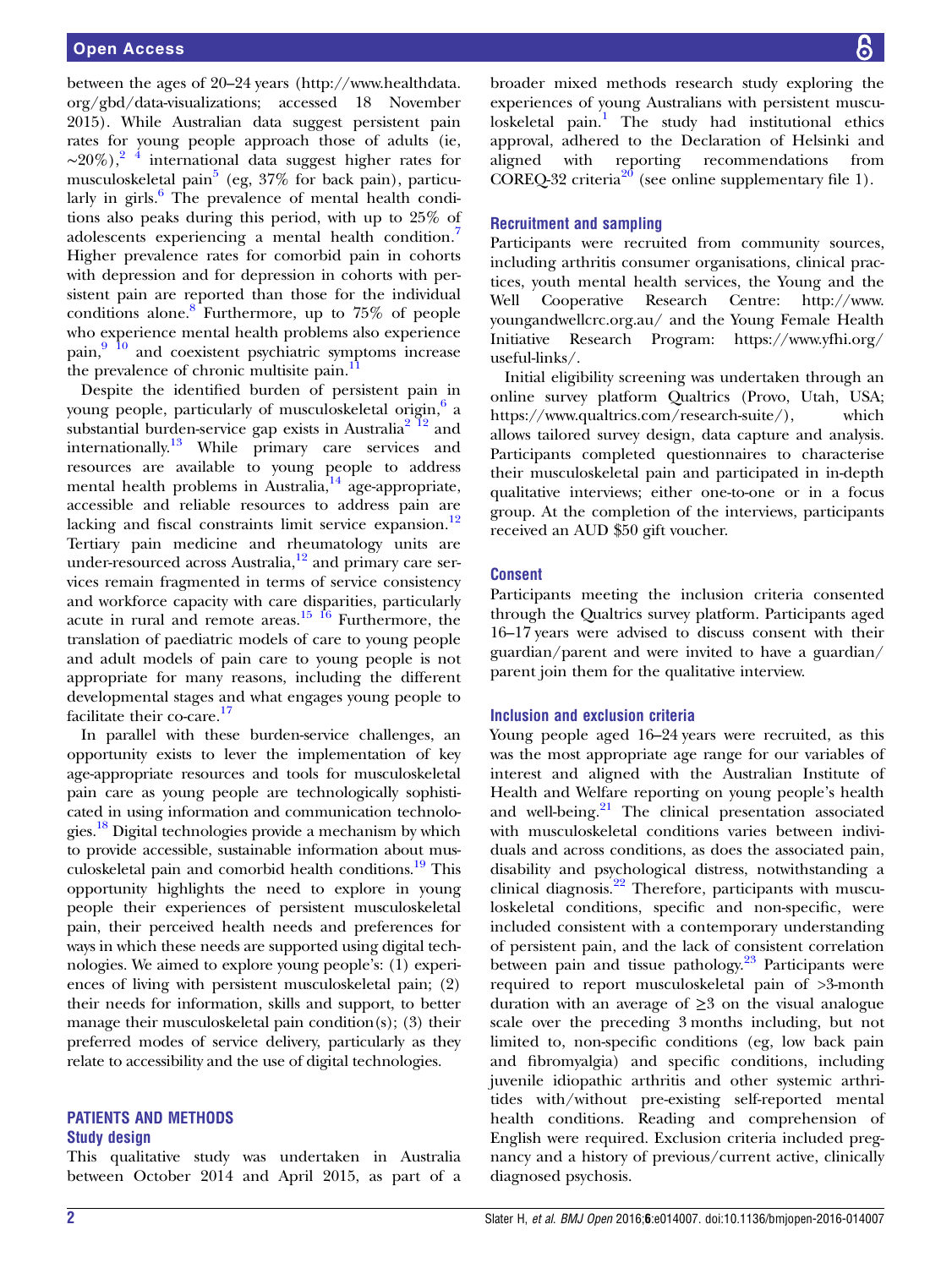between the ages of 20–24 years (http://www.healthdata.org/gbd/data-visualizations; accessed 18 November 2015). While Australian data suggest persistent pain rates for young people approach those of adults (ie, ~20%),[2 4] international data suggest higher rates for musculoskeletal pain[5] (eg, 37% for back pain), particularly in girls.[6] The prevalence of mental health conditions also peaks during this period, with up to 25% of adolescents experiencing a mental health condition.[7] Higher prevalence rates for comorbid pain in cohorts with depression and for depression in cohorts with persistent pain are reported than those for the individual conditions alone.[8] Furthermore, up to 75% of people who experience mental health problems also experience pain,[9 10] and coexistent psychiatric symptoms increase the prevalence of chronic multisite pain.[11]

Despite the identified burden of persistent pain in young people, particularly of musculoskeletal origin,[6] a substantial burden-service gap exists in Australia[2 12] and internationally.[13] While primary care services and resources are available to young people to address mental health problems in Australia,[14] age-appropriate, accessible and reliable resources to address pain are lacking and fiscal constraints limit service expansion.[12] Tertiary pain medicine and rheumatology units are under-resourced across Australia,[12] and primary care services remain fragmented in terms of service consistency and workforce capacity with care disparities, particularly acute in rural and remote areas.[15 16] Furthermore, the translation of paediatric models of care to young people and adult models of pain care to young people is not appropriate for many reasons, including the different developmental stages and what engages young people to facilitate their co-care.[17]

In parallel with these burden-service challenges, an opportunity exists to lever the implementation of key age-appropriate resources and tools for musculoskeletal pain care as young people are technologically sophisticated in using information and communication technologies.[18] Digital technologies provide a mechanism by which to provide accessible, sustainable information about musculoskeletal pain and comorbid health conditions.[19] This opportunity highlights the need to explore in young people their experiences of persistent musculoskeletal pain, their perceived health needs and preferences for ways in which these needs are supported using digital technologies. We aimed to explore young people's: (1) experiences of living with persistent musculoskeletal pain; (2) their needs for information, skills and support, to better manage their musculoskeletal pain condition(s); (3) their preferred modes of service delivery, particularly as they relate to accessibility and the use of digital technologies.

## PATIENTS AND METHODS

### Study design

This qualitative study was undertaken in Australia between October 2014 and April 2015, as part of a broader mixed methods research study exploring the experiences of young Australians with persistent musculoskeletal pain.[1] The study had institutional ethics approval, adhered to the Declaration of Helsinki and aligned with reporting recommendations from COREQ-32 criteria[20] (see online supplementary file 1).

### Recruitment and sampling

Participants were recruited from community sources, including arthritis consumer organisations, clinical practices, youth mental health services, the Young and the Well Cooperative Research Centre: http://www.youngandwellcrc.org.au/ and the Young Female Health Initiative Research Program: https://www.yfhi.org/useful-links/.

Initial eligibility screening was undertaken through an online survey platform Qualtrics (Provo, Utah, USA; https://www.qualtrics.com/research-suite/), which allows tailored survey design, data capture and analysis. Participants completed questionnaires to characterise their musculoskeletal pain and participated in in-depth qualitative interviews; either one-to-one or in a focus group. At the completion of the interviews, participants received an AUD $50 gift voucher.

### Consent

Participants meeting the inclusion criteria consented through the Qualtrics survey platform. Participants aged 16–17 years were advised to discuss consent with their guardian/parent and were invited to have a guardian/parent join them for the qualitative interview.

### Inclusion and exclusion criteria

Young people aged 16–24 years were recruited, as this was the most appropriate age range for our variables of interest and aligned with the Australian Institute of Health and Welfare reporting on young people's health and well-being.[21] The clinical presentation associated with musculoskeletal conditions varies between individuals and across conditions, as does the associated pain, disability and psychological distress, notwithstanding a clinical diagnosis.[22] Therefore, participants with musculoskeletal conditions, specific and non-specific, were included consistent with a contemporary understanding of persistent pain, and the lack of consistent correlation between pain and tissue pathology.[23] Participants were required to report musculoskeletal pain of >3-month duration with an average of ≥3 on the visual analogue scale over the preceding 3 months including, but not limited to, non-specific conditions (eg, low back pain and fibromyalgia) and specific conditions, including juvenile idiopathic arthritis and other systemic arthritides with/without pre-existing self-reported mental health conditions. Reading and comprehension of English were required. Exclusion criteria included pregnancy and a history of previous/current active, clinically diagnosed psychosis.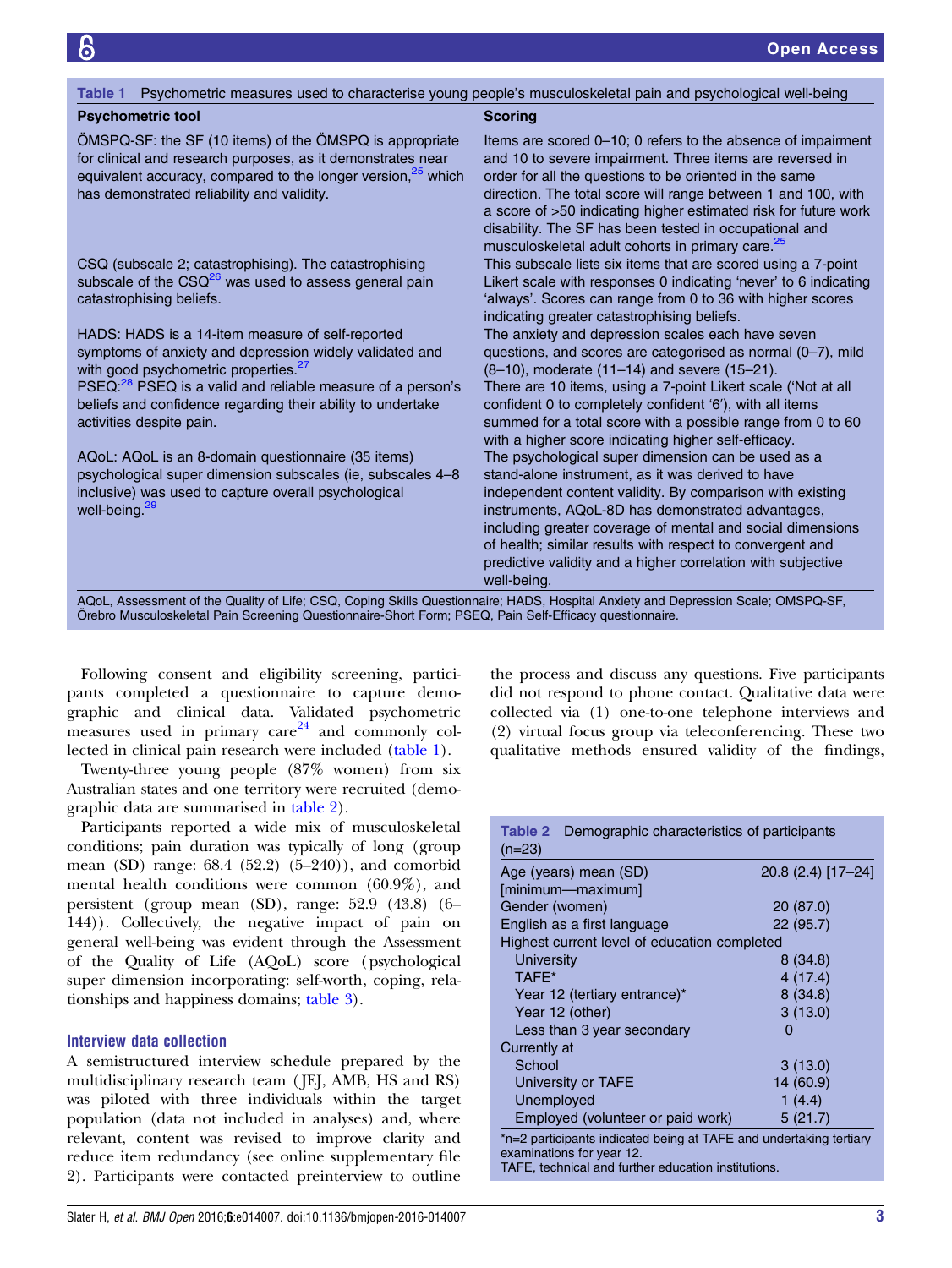Table 1 Psychometric measures used to characterise young people's musculoskeletal pain and psychological well-being

| Psychometric tool | Scoring |
|---|---|
| ÖMSPQ-SF: the SF (10 items) of the ÖMSPQ is appropriate for clinical and research purposes, as it demonstrates near equivalent accuracy, compared to the longer version,[25] which has demonstrated reliability and validity. | Items are scored 0–10; 0 refers to the absence of impairment and 10 to severe impairment. Three items are reversed in order for all the questions to be oriented in the same direction. The total score will range between 1 and 100, with a score of >50 indicating higher estimated risk for future work disability. The SF has been tested in occupational and musculoskeletal adult cohorts in primary care.[25] |
| CSQ (subscale 2; catastrophising). The catastrophising subscale of the CSQ[26] was used to assess general pain catastrophising beliefs. | This subscale lists six items that are scored using a 7-point Likert scale with responses 0 indicating 'never' to 6 indicating 'always'. Scores can range from 0 to 36 with higher scores indicating greater catastrophising beliefs. |
| HADS: HADS is a 14-item measure of self-reported symptoms of anxiety and depression widely validated and with good psychometric properties.[27] | The anxiety and depression scales each have seven questions, and scores are categorised as normal (0–7), mild (8–10), moderate (11–14) and severe (15–21). |
| PSEQ:[28] PSEQ is a valid and reliable measure of a person's beliefs and confidence regarding their ability to undertake activities despite pain. | There are 10 items, using a 7-point Likert scale ('Not at all confident 0 to completely confident '6'), with all items summed for a total score with a possible range from 0 to 60 with a higher score indicating higher self-efficacy. |
| AQoL: AQoL is an 8-domain questionnaire (35 items) psychological super dimension subscales (ie, subscales 4–8 inclusive) was used to capture overall psychological well-being.[29] | The psychological super dimension can be used as a stand-alone instrument, as it was derived to have independent content validity. By comparison with existing instruments, AQoL-8D has demonstrated advantages, including greater coverage of mental and social dimensions of health; similar results with respect to convergent and predictive validity and a higher correlation with subjective well-being. |

AQoL, Assessment of the Quality of Life; CSQ, Coping Skills Questionnaire; HADS, Hospital Anxiety and Depression Scale; OMSPQ-SF, Örebro Musculoskeletal Pain Screening Questionnaire-Short Form; PSEQ, Pain Self-Efficacy questionnaire.

Following consent and eligibility screening, participants completed a questionnaire to capture demographic and clinical data. Validated psychometric measures used in primary care[24] and commonly collected in clinical pain research were included (table 1).

Twenty-three young people (87% women) from six Australian states and one territory were recruited (demographic data are summarised in table 2).

Participants reported a wide mix of musculoskeletal conditions; pain duration was typically of long (group mean (SD) range: 68.4 (52.2) (5–240)), and comorbid mental health conditions were common (60.9%), and persistent (group mean (SD), range: 52.9 (43.8) (6–144)). Collectively, the negative impact of pain on general well-being was evident through the Assessment of the Quality of Life (AQoL) score (psychological super dimension incorporating: self-worth, coping, relationships and happiness domains; table 3).

### Interview data collection

A semistructured interview schedule prepared by the multidisciplinary research team (JEJ, AMB, HS and RS) was piloted with three individuals within the target population (data not included in analyses) and, where relevant, content was revised to improve clarity and reduce item redundancy (see online supplementary file 2). Participants were contacted preinterview to outline the process and discuss any questions. Five participants did not respond to phone contact. Qualitative data were collected via (1) one-to-one telephone interviews and (2) virtual focus group via teleconferencing. These two qualitative methods ensured validity of the findings,

Table 2 Demographic characteristics of participants (n=23)

| | |
|---|---|
| Age (years) mean (SD) [minimum—maximum] | 20.8 (2.4) [17–24] |
| Gender (women) | 20 (87.0) |
| English as a first language | 22 (95.7) |
| Highest current level of education completed | |
| University | 8 (34.8) |
| TAFE* | 4 (17.4) |
| Year 12 (tertiary entrance)* | 8 (34.8) |
| Year 12 (other) | 3 (13.0) |
| Less than 3 year secondary | 0 |
| Currently at | |
| School | 3 (13.0) |
| University or TAFE | 14 (60.9) |
| Unemployed | 1 (4.4) |
| Employed (volunteer or paid work) | 5 (21.7) |

*n=2 participants indicated being at TAFE and undertaking tertiary examinations for year 12.
TAFE, technical and further education institutions.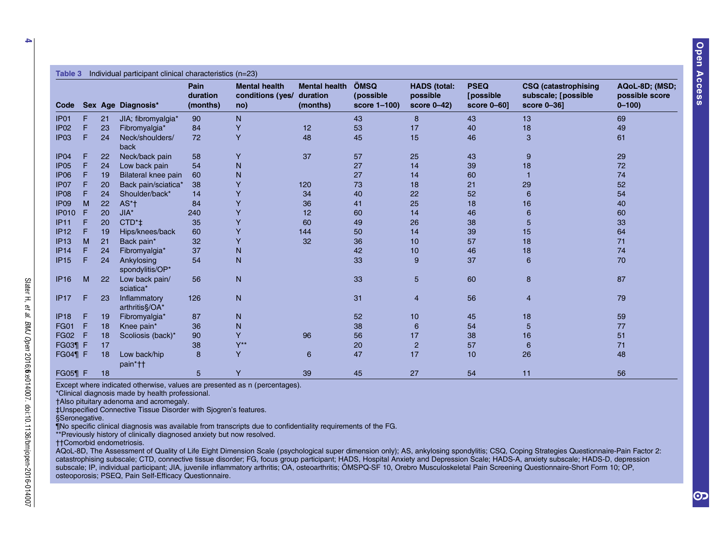Table 3 Individual participant clinical characteristics (n=23)

| Code | Sex | Age | Diagnosis* | Pain duration (months) | Mental health conditions (yes/no) | Mental health duration (months) | ÖMSQ (possible score 1–100) | HADS (total: possible score 0–42) | PSEQ [possible score 0–60] | CSQ (catastrophising subscale; [possible score 0–36] | AQoL-8D; (MSD; possible score 0–100) |
|---|---|---|---|---|---|---|---|---|---|---|---|
| IP01 | F | 21 | JIA; fibromyalgia* | 90 | N | | 43 | 8 | 43 | 13 | 69 |
| IP02 | F | 23 | Fibromyalgia* | 84 | Y | 12 | 53 | 17 | 40 | 18 | 49 |
| IP03 | F | 24 | Neck/shoulders/back | 72 | Y | 48 | 45 | 15 | 46 | 3 | 61 |
| IP04 | F | 22 | Neck/back pain | 58 | Y | 37 | 57 | 25 | 43 | 9 | 29 |
| IP05 | F | 24 | Low back pain | 54 | N | | 27 | 14 | 39 | 18 | 72 |
| IP06 | F | 19 | Bilateral knee pain | 60 | N | | 27 | 14 | 60 | 1 | 74 |
| IP07 | F | 20 | Back pain/sciatica* | 38 | Y | 120 | 73 | 18 | 21 | 29 | 52 |
| IP08 | F | 24 | Shoulder/back* | 14 | Y | 34 | 40 | 22 | 52 | 6 | 54 |
| IP09 | M | 22 | AS*† | 84 | Y | 36 | 41 | 25 | 18 | 16 | 40 |
| IP010 | F | 20 | JIA* | 240 | Y | 12 | 60 | 14 | 46 | 6 | 60 |
| IP11 | F | 20 | CTD*‡ | 35 | Y | 60 | 49 | 26 | 38 | 5 | 33 |
| IP12 | F | 19 | Hips/knees/back | 60 | Y | 144 | 50 | 14 | 39 | 15 | 64 |
| IP13 | M | 21 | Back pain* | 32 | Y | 32 | 36 | 10 | 57 | 18 | 71 |
| IP14 | F | 24 | Fibromyalgia* | 37 | N | | 42 | 10 | 46 | 18 | 74 |
| IP15 | F | 24 | Ankylosing spondylitis/OP* | 54 | N | | 33 | 9 | 37 | 6 | 70 |
| IP16 | M | 22 | Low back pain/sciatica* | 56 | N | | 33 | 5 | 60 | 8 | 87 |
| IP17 | F | 23 | Inflammatory arthritis§/OA* | 126 | N | | 31 | 4 | 56 | 4 | 79 |
| IP18 | F | 19 | Fibromyalgia* | 87 | N | | 52 | 10 | 45 | 18 | 59 |
| FG01 | F | 18 | Knee pain* | 36 | N | | 38 | 6 | 54 | 5 | 77 |
| FG02 | F | 18 | Scoliosis (back)* | 90 | Y | 96 | 56 | 17 | 38 | 16 | 51 |
| FG03¶ | F | 17 | | 38 | Y** | | 20 | 2 | 57 | 6 | 71 |
| FG04¶ | F | 18 | Low back/hip pain*†† | 8 | Y | 6 | 47 | 17 | 10 | 26 | 48 |
| FG05¶ | F | 18 | | 5 | Y | 39 | 45 | 27 | 54 | 11 | 56 |

Except where indicated otherwise, values are presented as n (percentages).
*Clinical diagnosis made by health professional.
†Also pituitary adenoma and acromegaly.
‡Unspecified Connective Tissue Disorder with Sjogren's features.
§Seronegative.
¶No specific clinical diagnosis was available from transcripts due to confidentiality requirements of the FG.
**Previously history of clinically diagnosed anxiety but now resolved.
††Comorbid endometriosis.
AQoL-8D, The Assessment of Quality of Life Eight Dimension Scale (psychological super dimension only); AS, ankylosing spondylitis; CSQ, Coping Strategies Questionnaire-Pain Factor 2: catastrophising subscale; CTD, connective tissue disorder; FG, focus group participant; HADS, Hospital Anxiety and Depression Scale; HADS-A, anxiety subscale; HADS-D, depression subscale; IP, individual participant; JIA, juvenile inflammatory arthritis; OA, osteoarthritis; ÖMSPQ-SF 10, Orebro Musculoskeletal Pain Screening Questionnaire-Short Form 10; OP, osteoporosis; PSEQ, Pain Self-Efficacy Questionnaire.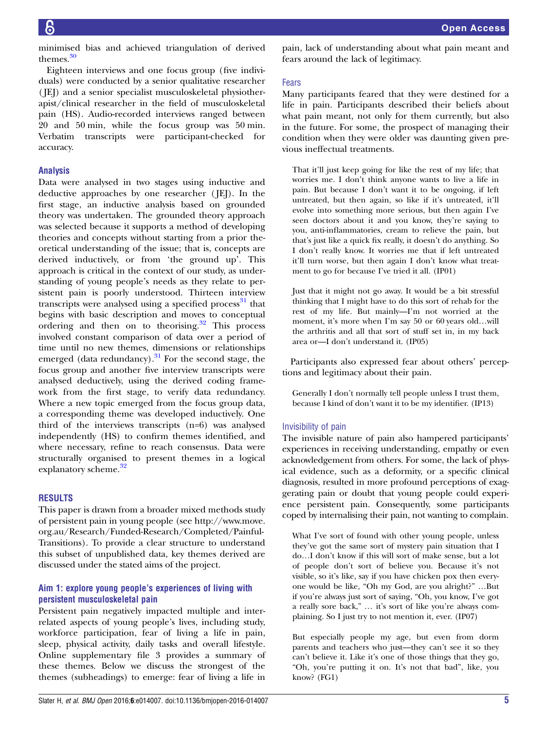minimised bias and achieved triangulation of derived themes.[30]

Eighteen interviews and one focus group (five individuals) were conducted by a senior qualitative researcher (JEJ) and a senior specialist musculoskeletal physiotherapist/clinical researcher in the field of musculoskeletal pain (HS). Audio-recorded interviews ranged between 20 and 50 min, while the focus group was 50 min. Verbatim transcripts were participant-checked for accuracy.

### Analysis

Data were analysed in two stages using inductive and deductive approaches by one researcher (JEJ). In the first stage, an inductive analysis based on grounded theory was undertaken. The grounded theory approach was selected because it supports a method of developing theories and concepts without starting from a prior theoretical understanding of the issue; that is, concepts are derived inductively, or from 'the ground up'. This approach is critical in the context of our study, as understanding of young people's needs as they relate to persistent pain is poorly understood. Thirteen interview transcripts were analysed using a specified process[31] that begins with basic description and moves to conceptual ordering and then on to theorising.[32] This process involved constant comparison of data over a period of time until no new themes, dimensions or relationships emerged (data redundancy).[31] For the second stage, the focus group and another five interview transcripts were analysed deductively, using the derived coding framework from the first stage, to verify data redundancy. Where a new topic emerged from the focus group data, a corresponding theme was developed inductively. One third of the interviews transcripts (n=6) was analysed independently (HS) to confirm themes identified, and where necessary, refine to reach consensus. Data were structurally organised to present themes in a logical explanatory scheme.[32]

## RESULTS

This paper is drawn from a broader mixed methods study of persistent pain in young people (see http://www.move.org.au/Research/Funded-Research/Completed/Painful-Transitions). To provide a clear structure to understand this subset of unpublished data, key themes derived are discussed under the stated aims of the project.

### Aim 1: explore young people's experiences of living with persistent musculoskeletal pain

Persistent pain negatively impacted multiple and interrelated aspects of young people's lives, including study, workforce participation, fear of living a life in pain, sleep, physical activity, daily tasks and overall lifestyle. Online supplementary file 3 provides a summary of these themes. Below we discuss the strongest of the themes (subheadings) to emerge: fear of living a life in pain, lack of understanding about what pain meant and fears around the lack of legitimacy.

#### Fears

Many participants feared that they were destined for a life in pain. Participants described their beliefs about what pain meant, not only for them currently, but also in the future. For some, the prospect of managing their condition when they were older was daunting given previous ineffectual treatments.

> That it'll just keep going for like the rest of my life; that worries me. I don't think anyone wants to live a life in pain. But because I don't want it to be ongoing, if left untreated, but then again, so like if it's untreated, it'll evolve into something more serious, but then again I've seen doctors about it and you know, they're saying to you, anti-inflammatories, cream to relieve the pain, but that's just like a quick fix really, it doesn't do anything. So I don't really know. It worries me that if left untreated it'll turn worse, but then again I don't know what treatment to go for because I've tried it all. (IP01)

> Just that it might not go away. It would be a bit stressful thinking that I might have to do this sort of rehab for the rest of my life. But mainly—I'm not worried at the moment, it's more when I'm say 50 or 60 years old…will the arthritis and all that sort of stuff set in, in my back area or—I don't understand it. (IP05)

Participants also expressed fear about others' perceptions and legitimacy about their pain.

> Generally I don't normally tell people unless I trust them, because I kind of don't want it to be my identifier. (IP13)

#### Invisibility of pain

The invisible nature of pain also hampered participants' experiences in receiving understanding, empathy or even acknowledgement from others. For some, the lack of physical evidence, such as a deformity, or a specific clinical diagnosis, resulted in more profound perceptions of exaggerating pain or doubt that young people could experience persistent pain. Consequently, some participants coped by internalising their pain, not wanting to complain.

> What I've sort of found with other young people, unless they've got the same sort of mystery pain situation that I do…I don't know if this will sort of make sense, but a lot of people don't sort of believe you. Because it's not visible, so it's like, say if you have chicken pox then everyone would be like, "Oh my God, are you alright?" …But if you're always just sort of saying, "Oh, you know, I've got a really sore back," … it's sort of like you're always complaining. So I just try to not mention it, ever. (IP07)

> But especially people my age, but even from dorm parents and teachers who just—they can't see it so they can't believe it. Like it's one of those things that they go, "Oh, you're putting it on. It's not that bad", like, you know? (FG1)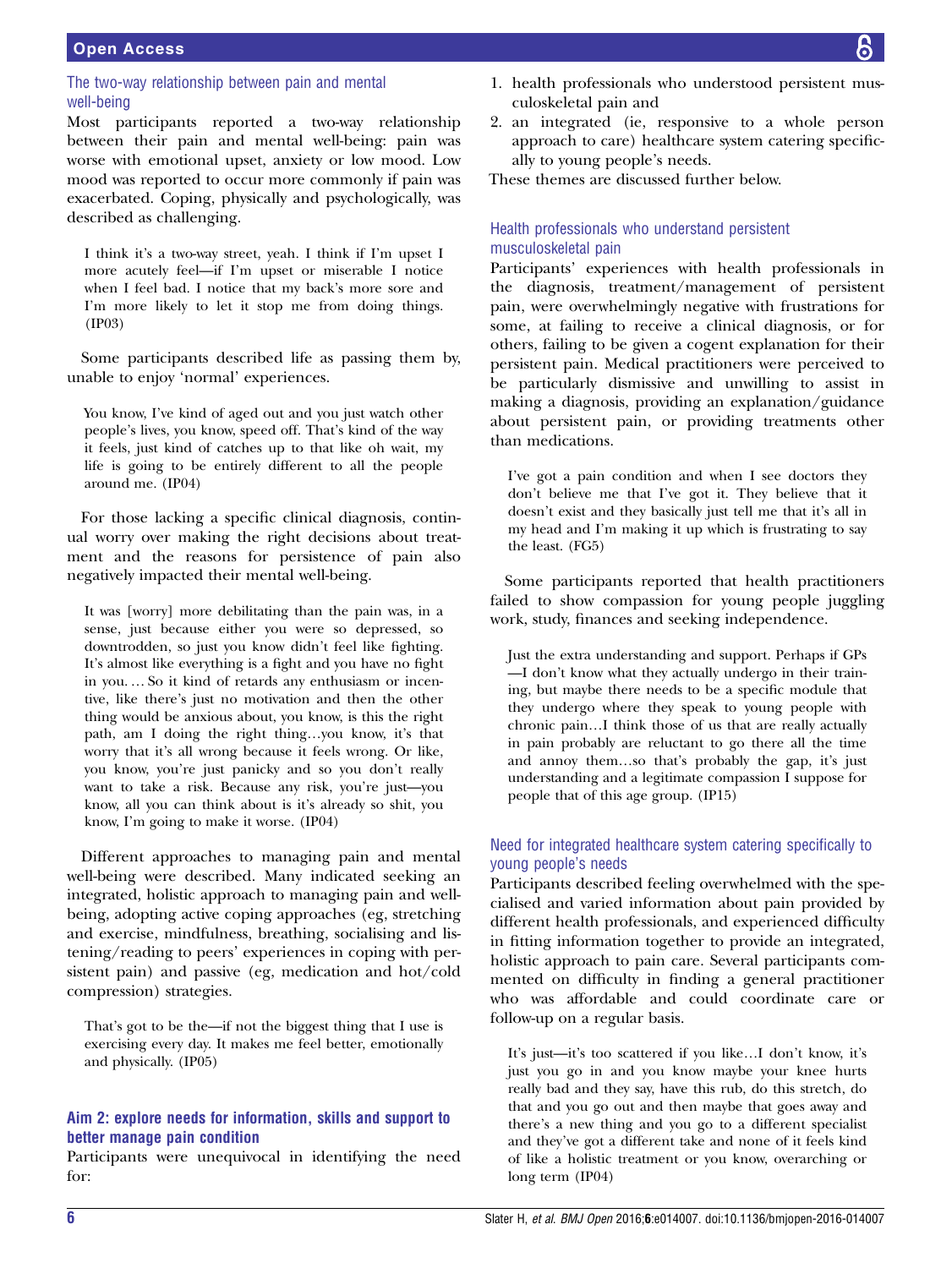### The two-way relationship between pain and mental well-being

Most participants reported a two-way relationship between their pain and mental well-being: pain was worse with emotional upset, anxiety or low mood. Low mood was reported to occur more commonly if pain was exacerbated. Coping, physically and psychologically, was described as challenging.

> I think it's a two-way street, yeah. I think if I'm upset I more acutely feel—if I'm upset or miserable I notice when I feel bad. I notice that my back's more sore and I'm more likely to let it stop me from doing things. (IP03)

Some participants described life as passing them by, unable to enjoy 'normal' experiences.

> You know, I've kind of aged out and you just watch other people's lives, you know, speed off. That's kind of the way it feels, just kind of catches up to that like oh wait, my life is going to be entirely different to all the people around me. (IP04)

For those lacking a specific clinical diagnosis, continual worry over making the right decisions about treatment and the reasons for persistence of pain also negatively impacted their mental well-being.

> It was [worry] more debilitating than the pain was, in a sense, just because either you were so depressed, so downtrodden, so just you know didn't feel like fighting. It's almost like everything is a fight and you have no fight in you. … So it kind of retards any enthusiasm or incentive, like there's just no motivation and then the other thing would be anxious about, you know, is this the right path, am I doing the right thing…you know, it's that worry that it's all wrong because it feels wrong. Or like, you know, you're just panicky and so you don't really want to take a risk. Because any risk, you're just—you know, all you can think about is it's already so shit, you know, I'm going to make it worse. (IP04)

Different approaches to managing pain and mental well-being were described. Many indicated seeking an integrated, holistic approach to managing pain and well-being, adopting active coping approaches (eg, stretching and exercise, mindfulness, breathing, socialising and listening/reading to peers' experiences in coping with persistent pain) and passive (eg, medication and hot/cold compression) strategies.

> That's got to be the—if not the biggest thing that I use is exercising every day. It makes me feel better, emotionally and physically. (IP05)

### Aim 2: explore needs for information, skills and support to better manage pain condition

Participants were unequivocal in identifying the need for:

1. health professionals who understood persistent musculoskeletal pain and
2. an integrated (ie, responsive to a whole person approach to care) healthcare system catering specifically to young people's needs.

These themes are discussed further below.

### Health professionals who understand persistent musculoskeletal pain

Participants' experiences with health professionals in the diagnosis, treatment/management of persistent pain, were overwhelmingly negative with frustrations for some, at failing to receive a clinical diagnosis, or for others, failing to be given a cogent explanation for their persistent pain. Medical practitioners were perceived to be particularly dismissive and unwilling to assist in making a diagnosis, providing an explanation/guidance about persistent pain, or providing treatments other than medications.

> I've got a pain condition and when I see doctors they don't believe me that I've got it. They believe that it doesn't exist and they basically just tell me that it's all in my head and I'm making it up which is frustrating to say the least. (FG5)

Some participants reported that health practitioners failed to show compassion for young people juggling work, study, finances and seeking independence.

> Just the extra understanding and support. Perhaps if GPs—I don't know what they actually undergo in their training, but maybe there needs to be a specific module that they undergo where they speak to young people with chronic pain…I think those of us that are really actually in pain probably are reluctant to go there all the time and annoy them…so that's probably the gap, it's just understanding and a legitimate compassion I suppose for people that of this age group. (IP15)

### Need for integrated healthcare system catering specifically to young people's needs

Participants described feeling overwhelmed with the specialised and varied information about pain provided by different health professionals, and experienced difficulty in fitting information together to provide an integrated, holistic approach to pain care. Several participants commented on difficulty in finding a general practitioner who was affordable and could coordinate care or follow-up on a regular basis.

> It's just—it's too scattered if you like…I don't know, it's just you go in and you know maybe your knee hurts really bad and they say, have this rub, do this stretch, do that and you go out and then maybe that goes away and there's a new thing and you go to a different specialist and they've got a different take and none of it feels kind of like a holistic treatment or you know, overarching or long term (IP04)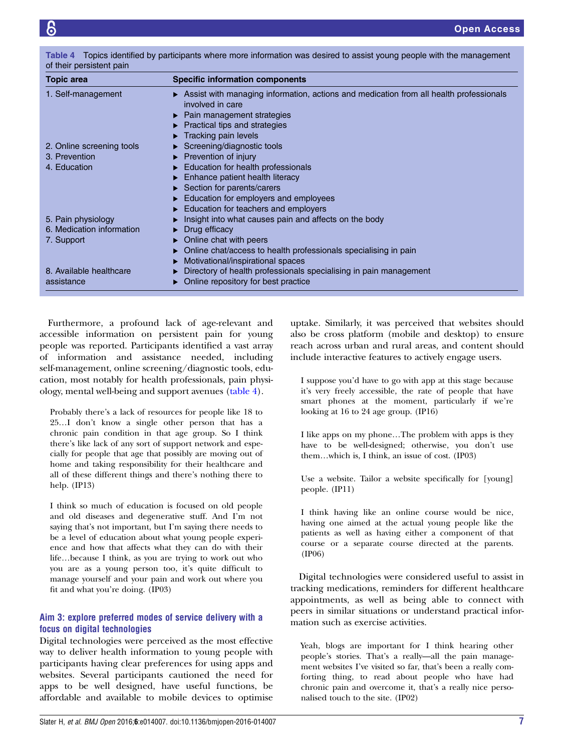Table 4 Topics identified by participants where more information was desired to assist young people with the management of their persistent pain

| Topic area | Specific information components |
|---|---|
| 1. Self-management | ▸ Assist with managing information, actions and medication from all health professionals involved in care<br>▸ Pain management strategies<br>▸ Practical tips and strategies<br>▸ Tracking pain levels |
| 2. Online screening tools | ▸ Screening/diagnostic tools |
| 3. Prevention | ▸ Prevention of injury |
| 4. Education | ▸ Education for health professionals<br>▸ Enhance patient health literacy<br>▸ Section for parents/carers<br>▸ Education for employers and employees<br>▸ Education for teachers and employers |
| 5. Pain physiology | ▸ Insight into what causes pain and affects on the body |
| 6. Medication information | ▸ Drug efficacy |
| 7. Support | ▸ Online chat with peers<br>▸ Online chat/access to health professionals specialising in pain<br>▸ Motivational/inspirational spaces |
| 8. Available healthcare assistance | ▸ Directory of health professionals specialising in pain management<br>▸ Online repository for best practice |

Furthermore, a profound lack of age-relevant and accessible information on persistent pain for young people was reported. Participants identified a vast array of information and assistance needed, including self-management, online screening/diagnostic tools, education, most notably for health professionals, pain physiology, mental well-being and support avenues (table 4).

> Probably there's a lack of resources for people like 18 to 25…I don't know a single other person that has a chronic pain condition in that age group. So I think there's like lack of any sort of support network and especially for people that age that possibly are moving out of home and taking responsibility for their healthcare and all of these different things and there's nothing there to help. (IP13)

> I think so much of education is focused on old people and old diseases and degenerative stuff. And I'm not saying that's not important, but I'm saying there needs to be a level of education about what young people experience and how that affects what they can do with their life…because I think, as you are trying to work out who you are as a young person too, it's quite difficult to manage yourself and your pain and work out where you fit and what you're doing. (IP03)

### Aim 3: explore preferred modes of service delivery with a focus on digital technologies

Digital technologies were perceived as the most effective way to deliver health information to young people with participants having clear preferences for using apps and websites. Several participants cautioned the need for apps to be well designed, have useful functions, be affordable and available to mobile devices to optimise uptake. Similarly, it was perceived that websites should also be cross platform (mobile and desktop) to ensure reach across urban and rural areas, and content should include interactive features to actively engage users.

> I suppose you'd have to go with app at this stage because it's very freely accessible, the rate of people that have smart phones at the moment, particularly if we're looking at 16 to 24 age group. (IP16)

> I like apps on my phone…The problem with apps is they have to be well-designed; otherwise, you don't use them…which is, I think, an issue of cost. (IP03)

> Use a website. Tailor a website specifically for [young] people. (IP11)

> I think having like an online course would be nice, having one aimed at the actual young people like the patients as well as having either a component of that course or a separate course directed at the parents. (IP06)

Digital technologies were considered useful to assist in tracking medications, reminders for different healthcare appointments, as well as being able to connect with peers in similar situations or understand practical information such as exercise activities.

> Yeah, blogs are important for I think hearing other people's stories. That's a really—all the pain management websites I've visited so far, that's been a really comforting thing, to read about people who have had chronic pain and overcome it, that's a really nice personalised touch to the site. (IP02)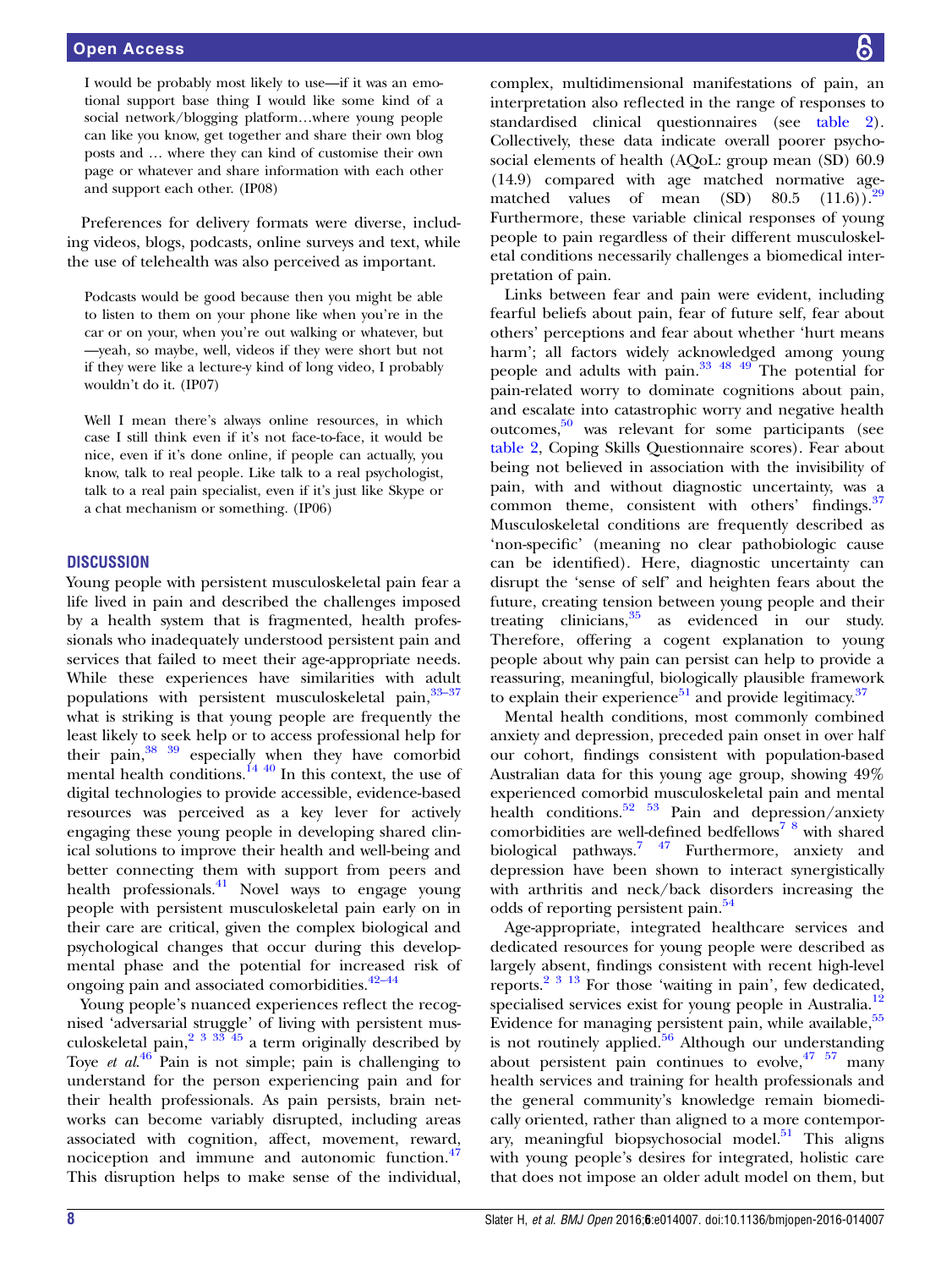I would be probably most likely to use—if it was an emotional support base thing I would like some kind of a social network/blogging platform…where young people can like you know, get together and share their own blog posts and … where they can kind of customise their own page or whatever and share information with each other and support each other. (IP08)

Preferences for delivery formats were diverse, including videos, blogs, podcasts, online surveys and text, while the use of telehealth was also perceived as important.

Podcasts would be good because then you might be able to listen to them on your phone like when you're in the car or on your, when you're out walking or whatever, but —yeah, so maybe, well, videos if they were short but not if they were like a lecture-y kind of long video, I probably wouldn't do it. (IP07)

Well I mean there's always online resources, in which case I still think even if it's not face-to-face, it would be nice, even if it's done online, if people can actually, you know, talk to real people. Like talk to a real psychologist, talk to a real pain specialist, even if it's just like Skype or a chat mechanism or something. (IP06)

## DISCUSSION

Young people with persistent musculoskeletal pain fear a life lived in pain and described the challenges imposed by a health system that is fragmented, health professionals who inadequately understood persistent pain and services that failed to meet their age-appropriate needs. While these experiences have similarities with adult populations with persistent musculoskeletal pain,[33–37] what is striking is that young people are frequently the least likely to seek help or to access professional help for their pain,[38 39] especially when they have comorbid mental health conditions.[14 40] In this context, the use of digital technologies to provide accessible, evidence-based resources was perceived as a key lever for actively engaging these young people in developing shared clinical solutions to improve their health and well-being and better connecting them with support from peers and health professionals.[41] Novel ways to engage young people with persistent musculoskeletal pain early on in their care are critical, given the complex biological and psychological changes that occur during this developmental phase and the potential for increased risk of ongoing pain and associated comorbidities.[42–44]

Young people's nuanced experiences reflect the recognised 'adversarial struggle' of living with persistent musculoskeletal pain,[2 3 33 45] a term originally described by Toye *et al*.[46] Pain is not simple; pain is challenging to understand for the person experiencing pain and for their health professionals. As pain persists, brain networks can become variably disrupted, including areas associated with cognition, affect, movement, reward, nociception and immune and autonomic function.[47] This disruption helps to make sense of the individual, complex, multidimensional manifestations of pain, an interpretation also reflected in the range of responses to standardised clinical questionnaires (see table 2). Collectively, these data indicate overall poorer psychosocial elements of health (AQoL: group mean (SD) 60.9 (14.9) compared with age matched normative age-matched values of mean (SD) 80.5 (11.6)).[29] Furthermore, these variable clinical responses of young people to pain regardless of their different musculoskeletal conditions necessarily challenges a biomedical interpretation of pain.

Links between fear and pain were evident, including fearful beliefs about pain, fear of future self, fear about others' perceptions and fear about whether 'hurt means harm'; all factors widely acknowledged among young people and adults with pain.[33 48 49] The potential for pain-related worry to dominate cognitions about pain, and escalate into catastrophic worry and negative health outcomes,[50] was relevant for some participants (see table 2, Coping Skills Questionnaire scores). Fear about being not believed in association with the invisibility of pain, with and without diagnostic uncertainty, was a common theme, consistent with others' findings.[37] Musculoskeletal conditions are frequently described as 'non-specific' (meaning no clear pathobiologic cause can be identified). Here, diagnostic uncertainty can disrupt the 'sense of self' and heighten fears about the future, creating tension between young people and their treating clinicians,[35] as evidenced in our study. Therefore, offering a cogent explanation to young people about why pain can persist can help to provide a reassuring, meaningful, biologically plausible framework to explain their experience[51] and provide legitimacy.[37]

Mental health conditions, most commonly combined anxiety and depression, preceded pain onset in over half our cohort, findings consistent with population-based Australian data for this young age group, showing 49% experienced comorbid musculoskeletal pain and mental health conditions.[52 53] Pain and depression/anxiety comorbidities are well-defined bedfellows[7 8] with shared biological pathways.[7 47] Furthermore, anxiety and depression have been shown to interact synergistically with arthritis and neck/back disorders increasing the odds of reporting persistent pain.[54]

Age-appropriate, integrated healthcare services and dedicated resources for young people were described as largely absent, findings consistent with recent high-level reports.[2 3 13] For those 'waiting in pain', few dedicated, specialised services exist for young people in Australia.[12] Evidence for managing persistent pain, while available,[55] is not routinely applied.[56] Although our understanding about persistent pain continues to evolve,[47 57] many health services and training for health professionals and the general community's knowledge remain biomedically oriented, rather than aligned to a more contemporary, meaningful biopsychosocial model.[51] This aligns with young people's desires for integrated, holistic care that does not impose an older adult model on them, but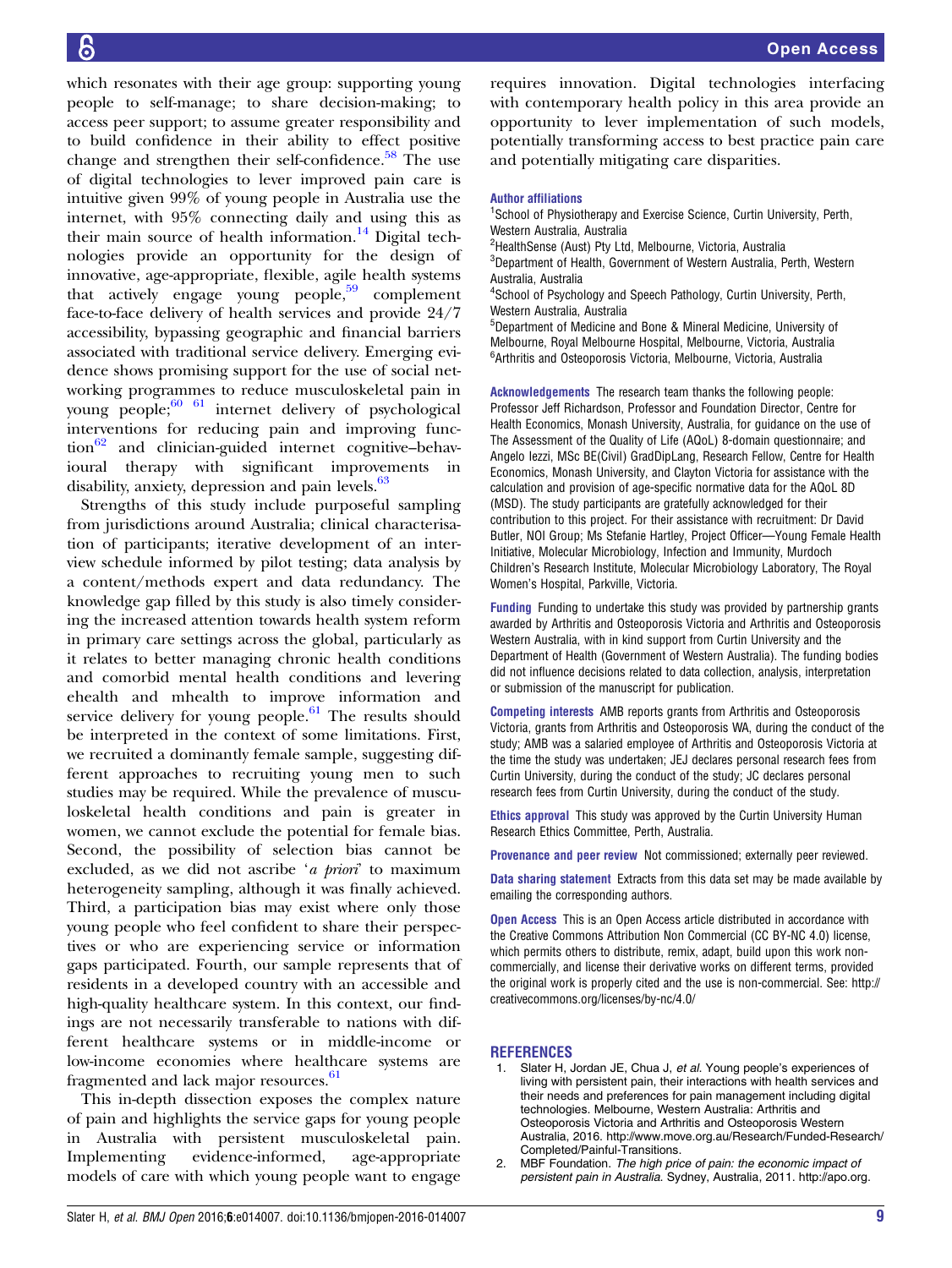which resonates with their age group: supporting young people to self-manage; to share decision-making; to access peer support; to assume greater responsibility and to build confidence in their ability to effect positive change and strengthen their self-confidence.[58] The use of digital technologies to lever improved pain care is intuitive given 99% of young people in Australia use the internet, with 95% connecting daily and using this as their main source of health information.[14] Digital technologies provide an opportunity for the design of innovative, age-appropriate, flexible, agile health systems that actively engage young people,[59] complement face-to-face delivery of health services and provide 24/7 accessibility, bypassing geographic and financial barriers associated with traditional service delivery. Emerging evidence shows promising support for the use of social networking programmes to reduce musculoskeletal pain in young people;[60 61] internet delivery of psychological interventions for reducing pain and improving function[62] and clinician-guided internet cognitive–behavioural therapy with significant improvements in disability, anxiety, depression and pain levels.[63]

Strengths of this study include purposeful sampling from jurisdictions around Australia; clinical characterisation of participants; iterative development of an interview schedule informed by pilot testing; data analysis by a content/methods expert and data redundancy. The knowledge gap filled by this study is also timely considering the increased attention towards health system reform in primary care settings across the global, particularly as it relates to better managing chronic health conditions and comorbid mental health conditions and levering ehealth and mhealth to improve information and service delivery for young people.[61] The results should be interpreted in the context of some limitations. First, we recruited a dominantly female sample, suggesting different approaches to recruiting young men to such studies may be required. While the prevalence of musculoskeletal health conditions and pain is greater in women, we cannot exclude the potential for female bias. Second, the possibility of selection bias cannot be excluded, as we did not ascribe '*a priori*' to maximum heterogeneity sampling, although it was finally achieved. Third, a participation bias may exist where only those young people who feel confident to share their perspectives or who are experiencing service or information gaps participated. Fourth, our sample represents that of residents in a developed country with an accessible and high-quality healthcare system. In this context, our findings are not necessarily transferable to nations with different healthcare systems or in middle-income or low-income economies where healthcare systems are fragmented and lack major resources.[61]

This in-depth dissection exposes the complex nature of pain and highlights the service gaps for young people in Australia with persistent musculoskeletal pain. Implementing evidence-informed, age-appropriate models of care with which young people want to engage requires innovation. Digital technologies interfacing with contemporary health policy in this area provide an opportunity to lever implementation of such models, potentially transforming access to best practice pain care and potentially mitigating care disparities.

**Author affiliations**
[1]School of Physiotherapy and Exercise Science, Curtin University, Perth, Western Australia, Australia
[2]HealthSense (Aust) Pty Ltd, Melbourne, Victoria, Australia
[3]Department of Health, Government of Western Australia, Perth, Western Australia, Australia
[4]School of Psychology and Speech Pathology, Curtin University, Perth, Western Australia, Australia
[5]Department of Medicine and Bone & Mineral Medicine, University of Melbourne, Royal Melbourne Hospital, Melbourne, Victoria, Australia
[6]Arthritis and Osteoporosis Victoria, Melbourne, Victoria, Australia

**Acknowledgements** The research team thanks the following people: Professor Jeff Richardson, Professor and Foundation Director, Centre for Health Economics, Monash University, Australia, for guidance on the use of The Assessment of the Quality of Life (AQoL) 8-domain questionnaire; and Angelo Iezzi, MSc BE(Civil) GradDipLang, Research Fellow, Centre for Health Economics, Monash University, and Clayton Victoria for assistance with the calculation and provision of age-specific normative data for the AQoL 8D (MSD). The study participants are gratefully acknowledged for their contribution to this project. For their assistance with recruitment: Dr David Butler, NOI Group; Ms Stefanie Hartley, Project Officer—Young Female Health Initiative, Molecular Microbiology, Infection and Immunity, Murdoch Children's Research Institute, Molecular Microbiology Laboratory, The Royal Women's Hospital, Parkville, Victoria.

**Funding** Funding to undertake this study was provided by partnership grants awarded by Arthritis and Osteoporosis Victoria and Arthritis and Osteoporosis Western Australia, with in kind support from Curtin University and the Department of Health (Government of Western Australia). The funding bodies did not influence decisions related to data collection, analysis, interpretation or submission of the manuscript for publication.

**Competing interests** AMB reports grants from Arthritis and Osteoporosis Victoria, grants from Arthritis and Osteoporosis WA, during the conduct of the study; AMB was a salaried employee of Arthritis and Osteoporosis Victoria at the time the study was undertaken; JEJ declares personal research fees from Curtin University, during the conduct of the study; JC declares personal research fees from Curtin University, during the conduct of the study.

**Ethics approval** This study was approved by the Curtin University Human Research Ethics Committee, Perth, Australia.

**Provenance and peer review** Not commissioned; externally peer reviewed.

**Data sharing statement** Extracts from this data set may be made available by emailing the corresponding authors.

**Open Access** This is an Open Access article distributed in accordance with the Creative Commons Attribution Non Commercial (CC BY-NC 4.0) license, which permits others to distribute, remix, adapt, build upon this work non-commercially, and license their derivative works on different terms, provided the original work is properly cited and the use is non-commercial. See: http://creativecommons.org/licenses/by-nc/4.0/

## REFERENCES

1. Slater H, Jordan JE, Chua J, *et al*. Young people's experiences of living with persistent pain, their interactions with health services and their needs and preferences for pain management including digital technologies. Melbourne, Western Australia: Arthritis and Osteoporosis Victoria and Arthritis and Osteoporosis Western Australia, 2016. http://www.move.org.au/Research/Funded-Research/Completed/Painful-Transitions.
2. MBF Foundation. *The high price of pain: the economic impact of persistent pain in Australia*. Sydney, Australia, 2011. http://apo.org.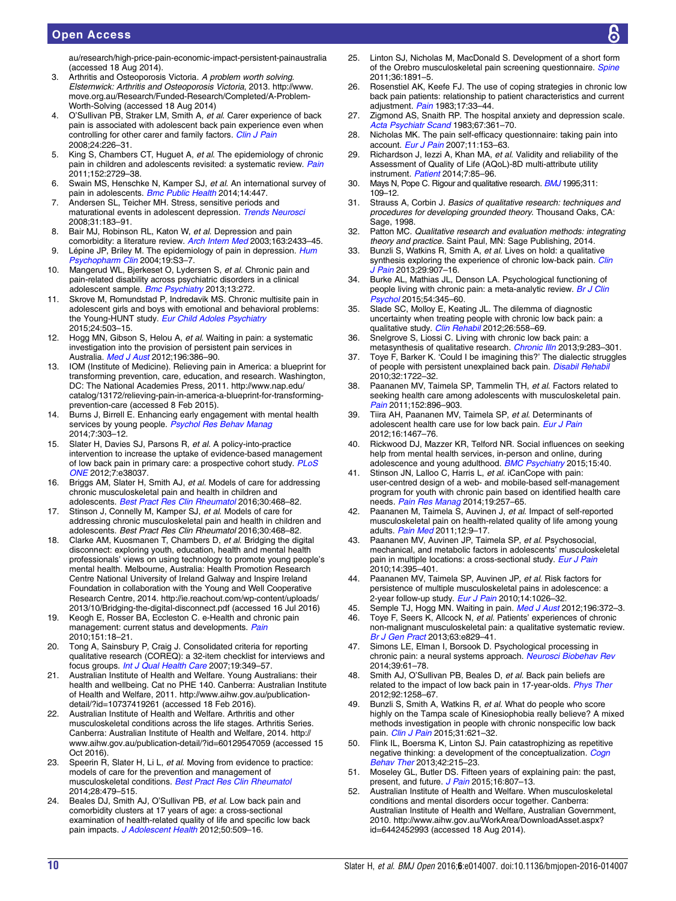au/research/high-price-pain-economic-impact-persistent-painaustralia (accessed 18 Aug 2014).

3. Arthritis and Osteoporosis Victoria. *A problem worth solving. Elsternwick: Arthritis and Osteoporosis Victoria*, 2013. http://www.move.org.au/Research/Funded-Research/Completed/A-Problem-Worth-Solving (accessed 18 Aug 2014)
4. O'Sullivan PB, Straker LM, Smith A, *et al*. Carer experience of back pain is associated with adolescent back pain experience even when controlling for other carer and family factors. *Clin J Pain* 2008;24:226–31.
5. King S, Chambers CT, Huguet A, *et al*. The epidemiology of chronic pain in children and adolescents revisited: a systematic review. *Pain* 2011;152:2729–38.
6. Swain MS, Henschke N, Kamper SJ, *et al*. An international survey of pain in adolescents. *Bmc Public Health* 2014;14:447.
7. Andersen SL, Teicher MH. Stress, sensitive periods and maturational events in adolescent depression. *Trends Neurosci* 2008;31:183–91.
8. Bair MJ, Robinson RL, Katon W, *et al*. Depression and pain comorbidity: a literature review. *Arch Intern Med* 2003;163:2433–45.
9. Lépine JP, Briley M. The epidemiology of pain in depression. *Hum Psychopharm Clin* 2004;19:S3–7.
10. Mangerud WL, Bjerkeset O, Lydersen S, *et al*. Chronic pain and pain-related disability across psychiatric disorders in a clinical adolescent sample. *Bmc Psychiatry* 2013;13:272.
11. Skrove M, Romundstad P, Indredavik MS. Chronic multisite pain in adolescent girls and boys with emotional and behavioral problems: the Young-HUNT study. *Eur Child Adoles Psychiatry* 2015;24:503–15.
12. Hogg MN, Gibson S, Helou A, *et al*. Waiting in pain: a systematic investigation into the provision of persistent pain services in Australia. *Med J Aust* 2012;196:386–90.
13. IOM (Institute of Medicine). Relieving pain in America: a blueprint for transforming prevention, care, education, and research. Washington, DC: The National Academies Press, 2011. http://www.nap.edu/catalog/13172/relieving-pain-in-america-a-blueprint-for-transforming-prevention-care (accessed 8 Feb 2015).
14. Burns J, Birrell E. Enhancing early engagement with mental health services by young people. *Psychol Res Behav Manag* 2014;7:303–12.
15. Slater H, Davies SJ, Parsons R, *et al*. A policy-into-practice intervention to increase the uptake of evidence-based management of low back pain in primary care: a prospective cohort study. *PLoS ONE* 2012;7:e38037.
16. Briggs AM, Slater H, Smith AJ, *et al*. Models of care for addressing chronic musculoskeletal pain and health in children and adolescents. *Best Pract Res Clin Rheumatol* 2016;30:468–82.
17. Stinson J, Connelly M, Kamper SJ, *et al*. Models of care for addressing chronic musculoskeletal pain and health in children and adolescents. *Best Pract Res Clin Rheumatol* 2016;30:468–82.
18. Clarke AM, Kuosmanen T, Chambers D, *et al*. Bridging the digital disconnect: exploring youth, education, health and mental health professionals' views on using technology to promote young people's mental health. Melbourne, Australia: Health Promotion Research Centre National University of Ireland Galway and Inspire Ireland Foundation in collaboration with the Young and Well Cooperative Research Centre, 2014. http://ie.reachout.com/wp-content/uploads/2013/10/Bridging-the-digital-disconnect.pdf (accessed 16 Jul 2016)
19. Keogh E, Rosser BA, Eccleston C. e-Health and chronic pain management: current status and developments. *Pain* 2010;151:18–21.
20. Tong A, Sainsbury P, Craig J. Consolidated criteria for reporting qualitative research (COREQ): a 32-item checklist for interviews and focus groups. *Int J Qual Health Care* 2007;19:349–57.
21. Australian Institute of Health and Welfare. Young Australians: their health and wellbeing. Cat no PHE 140. Canberra: Australian Institute of Health and Welfare, 2011. http://www.aihw.gov.au/publication-detail/?id=10737419261 (accessed 18 Feb 2016).
22. Australian Institute of Health and Welfare. Arthritis and other musculoskeletal conditions across the life stages. Arthritis Series. Canberra: Australian Institute of Health and Welfare, 2014. http://www.aihw.gov.au/publication-detail/?id=60129547059 (accessed 15 Oct 2016).
23. Speerin R, Slater H, Li L, *et al*. Moving from evidence to practice: models of care for the prevention and management of musculoskeletal conditions. *Best Pract Res Clin Rheumatol* 2014;28:479–515.
24. Beales DJ, Smith AJ, O'Sullivan PB, *et al*. Low back pain and comorbidity clusters at 17 years of age: a cross-sectional examination of health-related quality of life and specific low back pain impacts. *J Adolescent Health* 2012;50:509–16.
25. Linton SJ, Nicholas M, MacDonald S. Development of a short form of the Orebro musculoskeletal pain screening questionnaire. *Spine* 2011;36:1891–5.
26. Rosenstiel AK, Keefe FJ. The use of coping strategies in chronic low back pain patients: relationship to patient characteristics and current adjustment. *Pain* 1983;17:33–44.
27. Zigmond AS, Snaith RP. The hospital anxiety and depression scale. *Acta Psychiatr Scand* 1983;67:361–70.
28. Nicholas MK. The pain self-efficacy questionnaire: taking pain into account. *Eur J Pain* 2007;11:153–63.
29. Richardson J, Iezzi A, Khan MA, *et al*. Validity and reliability of the Assessment of Quality of Life (AQoL)-8D multi-attribute utility instrument. *Patient* 2014;7:85–96.
30. Mays N, Pope C. Rigour and qualitative research. *BMJ* 1995;311:109–12.
31. Strauss A, Corbin J. *Basics of qualitative research: techniques and procedures for developing grounded theory*. Thousand Oaks, CA: Sage, 1998.
32. Patton MC. *Qualitative research and evaluation methods: integrating theory and practice*. Saint Paul, MN: Sage Publishing, 2014.
33. Bunzli S, Watkins R, Smith A, *et al*. Lives on hold: a qualitative synthesis exploring the experience of chronic low-back pain. *Clin J Pain* 2013;29:907–16.
34. Burke AL, Mathias JL, Denson LA. Psychological functioning of people living with chronic pain: a meta-analytic review. *Br J Clin Psychol* 2015;54:345–60.
35. Slade SC, Molloy E, Keating JL. The dilemma of diagnostic uncertainty when treating people with chronic low back pain: a qualitative study. *Clin Rehabil* 2012;26:558–69.
36. Snelgrove S, Liossi C. Living with chronic low back pain: a metasynthesis of qualitative research. *Chronic Illn* 2013;9:283–301.
37. Toye F, Barker K. 'Could I be imagining this?' The dialectic struggles of people with persistent unexplained back pain. *Disabil Rehabil* 2010;32:1722–32.
38. Paananen MV, Taimela SP, Tammelin TH, *et al*. Factors related to seeking health care among adolescents with musculoskeletal pain. *Pain* 2011;152:896–903.
39. Tiira AH, Paananen MV, Taimela SP, *et al*. Determinants of adolescent health care use for low back pain. *Eur J Pain* 2012;16:1467–76.
40. Rickwood DJ, Mazzer KR, Telford NR. Social influences on seeking help from mental health services, in-person and online, during adolescence and young adulthood. *BMC Psychiatry* 2015;15:40.
41. Stinson JN, Lalloo C, Harris L, *et al*. iCanCope with pain: user-centred design of a web- and mobile-based self-management program for youth with chronic pain based on identified health care needs. *Pain Res Manag* 2014;19:257–65.
42. Paananen M, Taimela S, Auvinen J, *et al*. Impact of self-reported musculoskeletal pain on health-related quality of life among young adults. *Pain Med* 2011;12:9–17.
43. Paananen MV, Auvinen JP, Taimela SP, *et al*. Psychosocial, mechanical, and metabolic factors in adolescents' musculoskeletal pain in multiple locations: a cross-sectional study. *Eur J Pain* 2010;14:395–401.
44. Paananen MV, Taimela SP, Auvinen JP, *et al*. Risk factors for persistence of multiple musculoskeletal pains in adolescence: a 2-year follow-up study. *Eur J Pain* 2010;14:1026–32.
45. Semple TJ, Hogg MN. Waiting in pain. *Med J Aust* 2012;196:372–3.
46. Toye F, Seers K, Allcock N, *et al*. Patients' experiences of chronic non-malignant musculoskeletal pain: a qualitative systematic review. *Br J Gen Pract* 2013;63:e829–41.
47. Simons LE, Elman I, Borsook D. Psychological processing in chronic pain: a neural systems approach. *Neurosci Biobehav Rev* 2014;39:61–78.
48. Smith AJ, O'Sullivan PB, Beales D, *et al*. Back pain beliefs are related to the impact of low back pain in 17-year-olds. *Phys Ther* 2012;92:1258–67.
49. Bunzli S, Smith A, Watkins R, *et al*. What do people who score highly on the Tampa scale of Kinesiophobia really believe? A mixed methods investigation in people with chronic nonspecific low back pain. *Clin J Pain* 2015;31:621–32.
50. Flink IL, Boersma K, Linton SJ. Pain catastrophizing as repetitive negative thinking: a development of the conceptualization. *Cogn Behav Ther* 2013;42:215–23.
51. Moseley GL, Butler DS. Fifteen years of explaining pain: the past, present, and future. *J Pain* 2015;16:807–13.
52. Australian Institute of Health and Welfare. When musculoskeletal conditions and mental disorders occur together. Canberra: Australian Institute of Health and Welfare, Australian Government, 2010. http://www.aihw.gov.au/WorkArea/DownloadAsset.aspx?id=6442452993 (accessed 18 Aug 2014).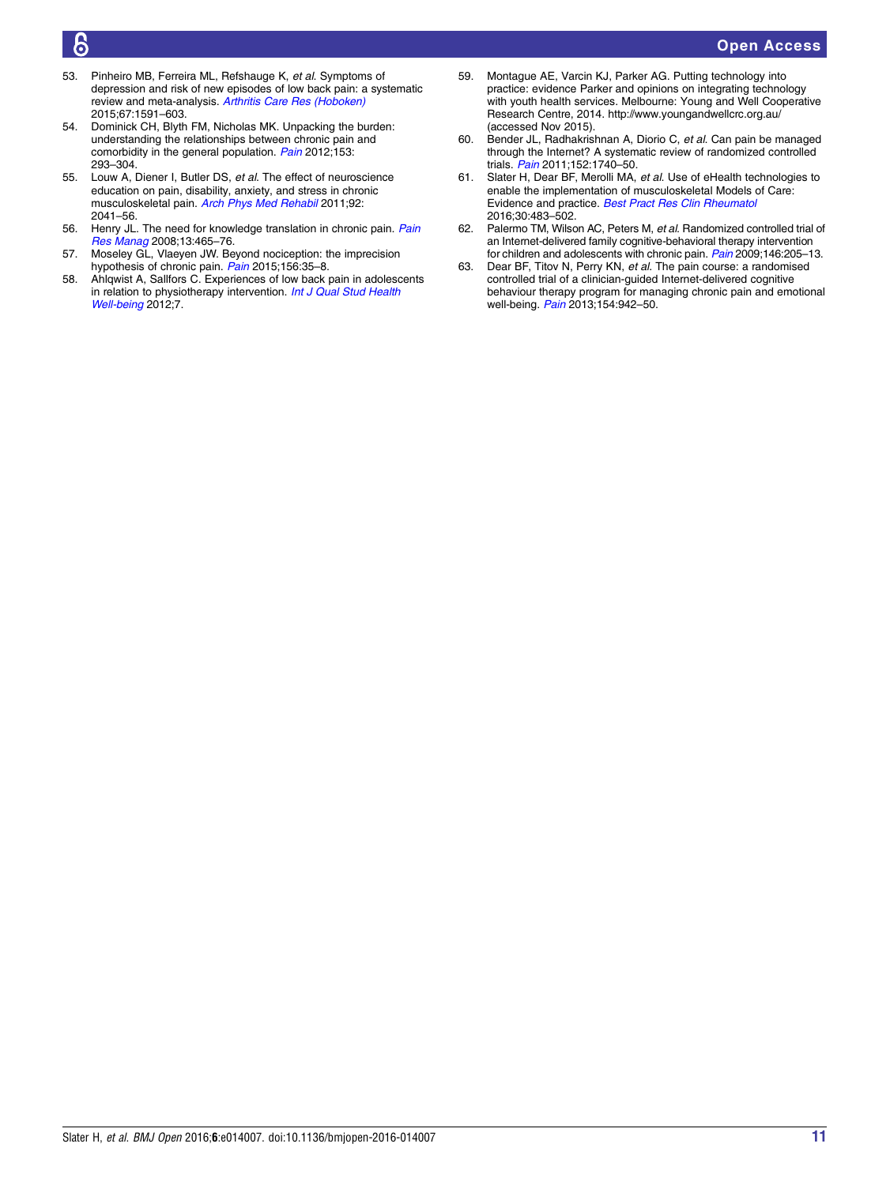53. Pinheiro MB, Ferreira ML, Refshauge K, *et al*. Symptoms of depression and risk of new episodes of low back pain: a systematic review and meta-analysis. *Arthritis Care Res (Hoboken)* 2015;67:1591–603.
54. Dominick CH, Blyth FM, Nicholas MK. Unpacking the burden: understanding the relationships between chronic pain and comorbidity in the general population. *Pain* 2012;153: 293–304.
55. Louw A, Diener I, Butler DS, *et al*. The effect of neuroscience education on pain, disability, anxiety, and stress in chronic musculoskeletal pain. *Arch Phys Med Rehabil* 2011;92: 2041–56.
56. Henry JL. The need for knowledge translation in chronic pain. *Pain Res Manag* 2008;13:465–76.
57. Moseley GL, Vlaeyen JW. Beyond nociception: the imprecision hypothesis of chronic pain. *Pain* 2015;156:35–8.
58. Ahlqwist A, Sallfors C. Experiences of low back pain in adolescents in relation to physiotherapy intervention. *Int J Qual Stud Health Well-being* 2012;7.
59. Montague AE, Varcin KJ, Parker AG. Putting technology into practice: evidence Parker and opinions on integrating technology with youth health services. Melbourne: Young and Well Cooperative Research Centre, 2014. http://www.youngandwellcrc.org.au/ (accessed Nov 2015).
60. Bender JL, Radhakrishnan A, Diorio C, *et al*. Can pain be managed through the Internet? A systematic review of randomized controlled trials. *Pain* 2011;152:1740–50.
61. Slater H, Dear BF, Merolli MA, *et al*. Use of eHealth technologies to enable the implementation of musculoskeletal Models of Care: Evidence and practice. *Best Pract Res Clin Rheumatol* 2016;30:483–502.
62. Palermo TM, Wilson AC, Peters M, *et al*. Randomized controlled trial of an Internet-delivered family cognitive-behavioral therapy intervention for children and adolescents with chronic pain. *Pain* 2009;146:205–13.
63. Dear BF, Titov N, Perry KN, *et al*. The pain course: a randomised controlled trial of a clinician-guided Internet-delivered cognitive behaviour therapy program for managing chronic pain and emotional well-being. *Pain* 2013;154:942–50.